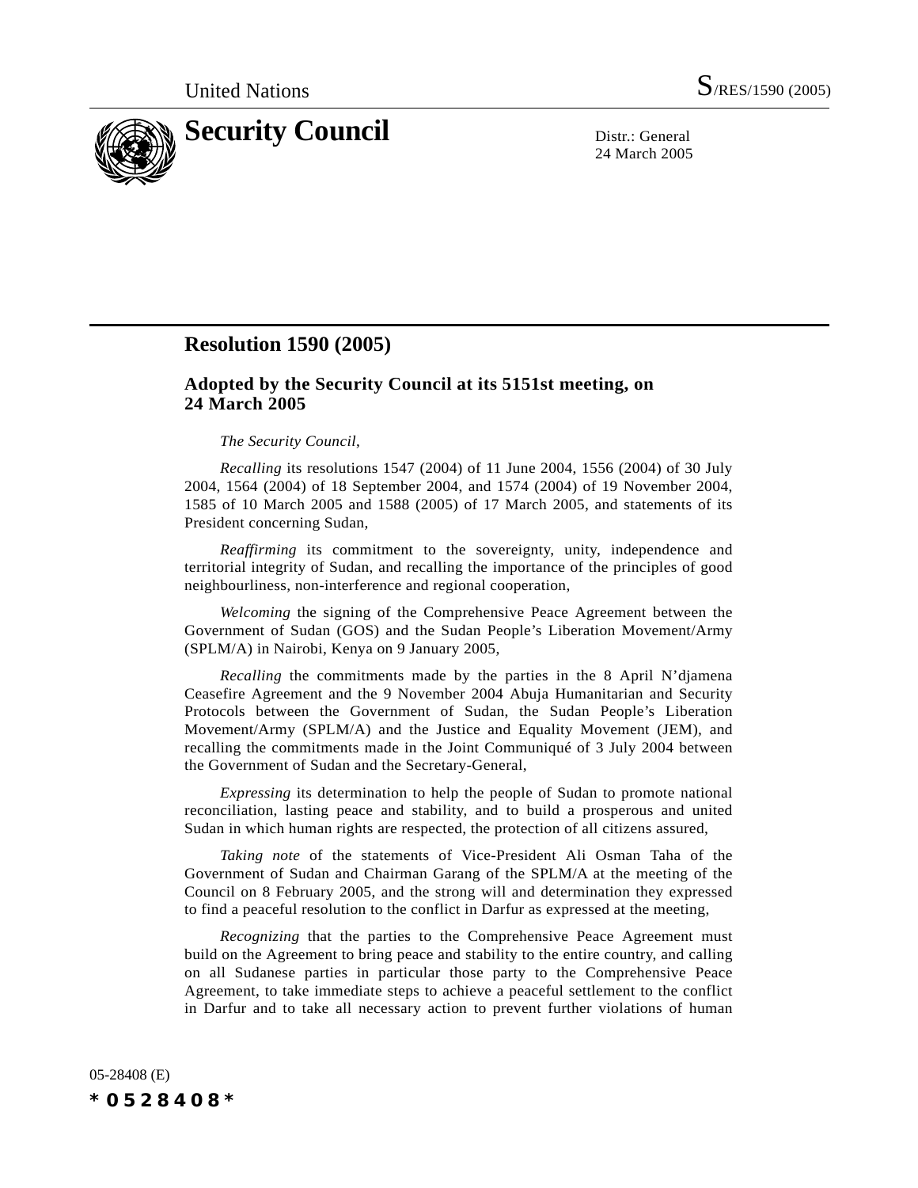United Nations S/RES/1590 (2005)

# Security Council

Distr.: General
24 March 2005

## Resolution 1590 (2005)

### Adopted by the Security Council at its 5151st meeting, on 24 March 2005

*The Security Council*,

*Recalling* its resolutions 1547 (2004) of 11 June 2004, 1556 (2004) of 30 July 2004, 1564 (2004) of 18 September 2004, and 1574 (2004) of 19 November 2004, 1585 of 10 March 2005 and 1588 (2005) of 17 March 2005, and statements of its President concerning Sudan,

*Reaffirming* its commitment to the sovereignty, unity, independence and territorial integrity of Sudan, and recalling the importance of the principles of good neighbourliness, non-interference and regional cooperation,

*Welcoming* the signing of the Comprehensive Peace Agreement between the Government of Sudan (GOS) and the Sudan People's Liberation Movement/Army (SPLM/A) in Nairobi, Kenya on 9 January 2005,

*Recalling* the commitments made by the parties in the 8 April N'djamena Ceasefire Agreement and the 9 November 2004 Abuja Humanitarian and Security Protocols between the Government of Sudan, the Sudan People's Liberation Movement/Army (SPLM/A) and the Justice and Equality Movement (JEM), and recalling the commitments made in the Joint Communiqué of 3 July 2004 between the Government of Sudan and the Secretary-General,

*Expressing* its determination to help the people of Sudan to promote national reconciliation, lasting peace and stability, and to build a prosperous and united Sudan in which human rights are respected, the protection of all citizens assured,

*Taking note* of the statements of Vice-President Ali Osman Taha of the Government of Sudan and Chairman Garang of the SPLM/A at the meeting of the Council on 8 February 2005, and the strong will and determination they expressed to find a peaceful resolution to the conflict in Darfur as expressed at the meeting,

*Recognizing* that the parties to the Comprehensive Peace Agreement must build on the Agreement to bring peace and stability to the entire country, and calling on all Sudanese parties in particular those party to the Comprehensive Peace Agreement, to take immediate steps to achieve a peaceful settlement to the conflict in Darfur and to take all necessary action to prevent further violations of human

05-28408 (E)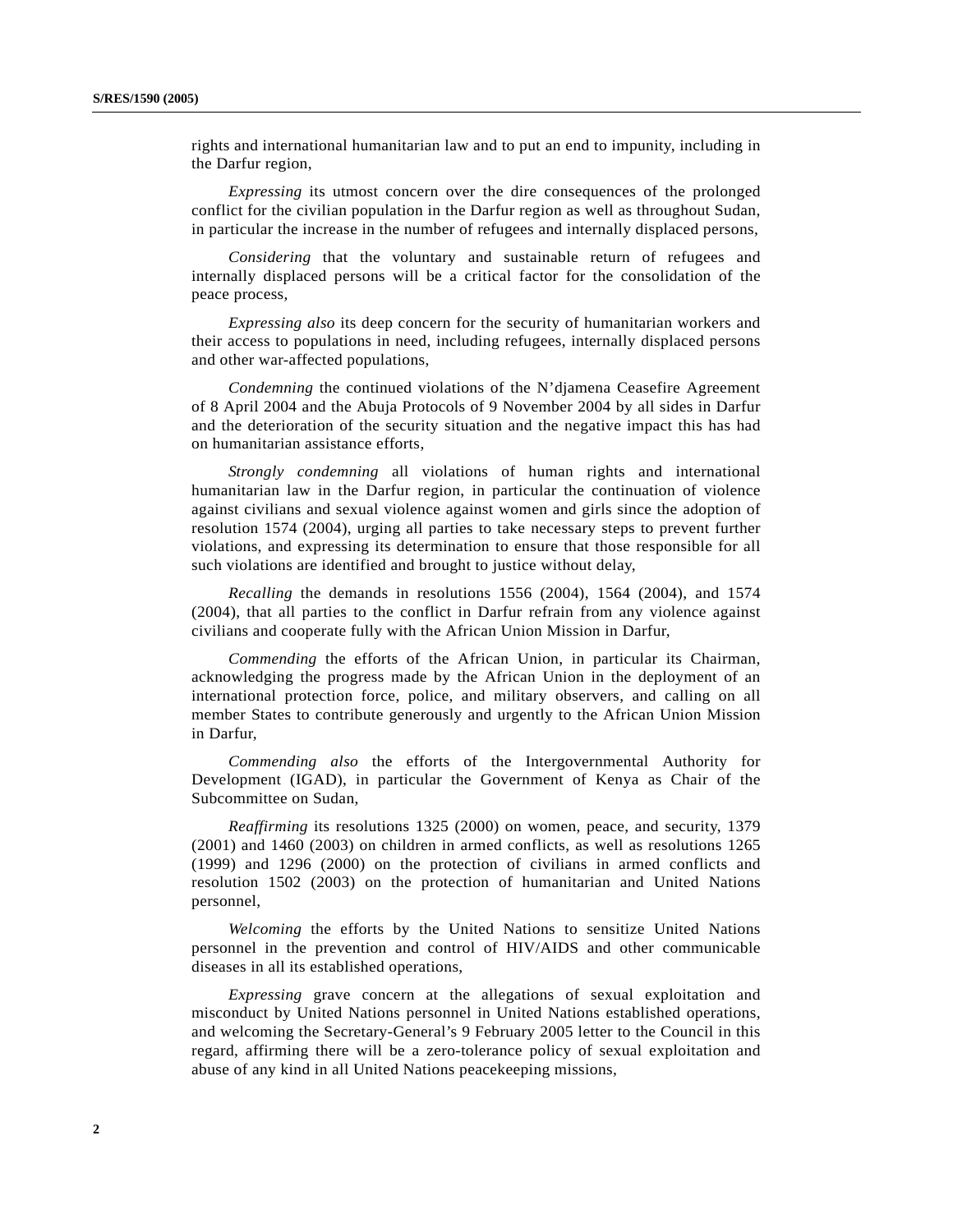rights and international humanitarian law and to put an end to impunity, including in the Darfur region,

*Expressing* its utmost concern over the dire consequences of the prolonged conflict for the civilian population in the Darfur region as well as throughout Sudan, in particular the increase in the number of refugees and internally displaced persons,

*Considering* that the voluntary and sustainable return of refugees and internally displaced persons will be a critical factor for the consolidation of the peace process,

*Expressing also* its deep concern for the security of humanitarian workers and their access to populations in need, including refugees, internally displaced persons and other war-affected populations,

*Condemning* the continued violations of the N'djamena Ceasefire Agreement of 8 April 2004 and the Abuja Protocols of 9 November 2004 by all sides in Darfur and the deterioration of the security situation and the negative impact this has had on humanitarian assistance efforts,

*Strongly condemning* all violations of human rights and international humanitarian law in the Darfur region, in particular the continuation of violence against civilians and sexual violence against women and girls since the adoption of resolution 1574 (2004), urging all parties to take necessary steps to prevent further violations, and expressing its determination to ensure that those responsible for all such violations are identified and brought to justice without delay,

*Recalling* the demands in resolutions 1556 (2004), 1564 (2004), and 1574 (2004), that all parties to the conflict in Darfur refrain from any violence against civilians and cooperate fully with the African Union Mission in Darfur,

*Commending* the efforts of the African Union, in particular its Chairman, acknowledging the progress made by the African Union in the deployment of an international protection force, police, and military observers, and calling on all member States to contribute generously and urgently to the African Union Mission in Darfur,

*Commending also* the efforts of the Intergovernmental Authority for Development (IGAD), in particular the Government of Kenya as Chair of the Subcommittee on Sudan,

*Reaffirming* its resolutions 1325 (2000) on women, peace, and security, 1379 (2001) and 1460 (2003) on children in armed conflicts, as well as resolutions 1265 (1999) and 1296 (2000) on the protection of civilians in armed conflicts and resolution 1502 (2003) on the protection of humanitarian and United Nations personnel,

*Welcoming* the efforts by the United Nations to sensitize United Nations personnel in the prevention and control of HIV/AIDS and other communicable diseases in all its established operations,

*Expressing* grave concern at the allegations of sexual exploitation and misconduct by United Nations personnel in United Nations established operations, and welcoming the Secretary-General's 9 February 2005 letter to the Council in this regard, affirming there will be a zero-tolerance policy of sexual exploitation and abuse of any kind in all United Nations peacekeeping missions,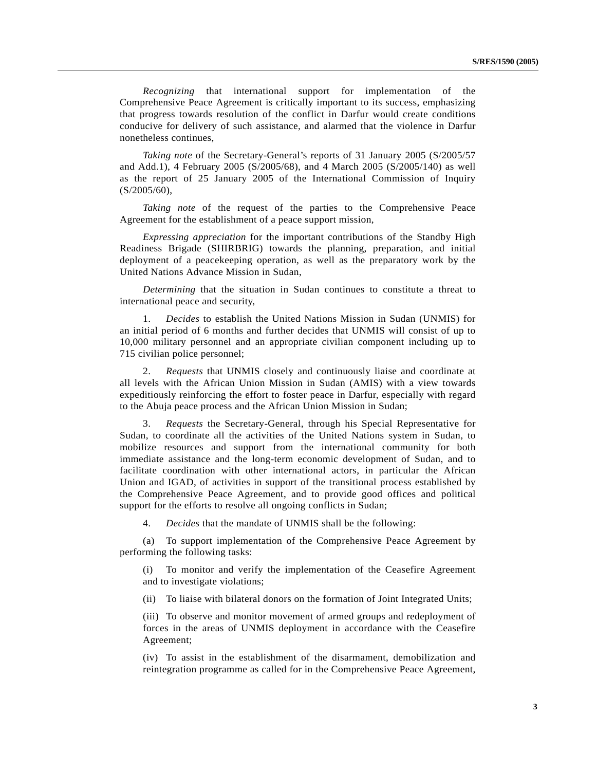*Recognizing* that international support for implementation of the Comprehensive Peace Agreement is critically important to its success, emphasizing that progress towards resolution of the conflict in Darfur would create conditions conducive for delivery of such assistance, and alarmed that the violence in Darfur nonetheless continues,

*Taking note* of the Secretary-General's reports of 31 January 2005 (S/2005/57 and Add.1), 4 February 2005 (S/2005/68), and 4 March 2005 (S/2005/140) as well as the report of 25 January 2005 of the International Commission of Inquiry (S/2005/60),

*Taking note* of the request of the parties to the Comprehensive Peace Agreement for the establishment of a peace support mission,

*Expressing appreciation* for the important contributions of the Standby High Readiness Brigade (SHIRBRIG) towards the planning, preparation, and initial deployment of a peacekeeping operation, as well as the preparatory work by the United Nations Advance Mission in Sudan,

*Determining* that the situation in Sudan continues to constitute a threat to international peace and security,

1. *Decides* to establish the United Nations Mission in Sudan (UNMIS) for an initial period of 6 months and further decides that UNMIS will consist of up to 10,000 military personnel and an appropriate civilian component including up to 715 civilian police personnel;

2. *Requests* that UNMIS closely and continuously liaise and coordinate at all levels with the African Union Mission in Sudan (AMIS) with a view towards expeditiously reinforcing the effort to foster peace in Darfur, especially with regard to the Abuja peace process and the African Union Mission in Sudan;

3. *Requests* the Secretary-General, through his Special Representative for Sudan, to coordinate all the activities of the United Nations system in Sudan, to mobilize resources and support from the international community for both immediate assistance and the long-term economic development of Sudan, and to facilitate coordination with other international actors, in particular the African Union and IGAD, of activities in support of the transitional process established by the Comprehensive Peace Agreement, and to provide good offices and political support for the efforts to resolve all ongoing conflicts in Sudan;

4. *Decides* that the mandate of UNMIS shall be the following:

(a) To support implementation of the Comprehensive Peace Agreement by performing the following tasks:

(i) To monitor and verify the implementation of the Ceasefire Agreement and to investigate violations;

(ii) To liaise with bilateral donors on the formation of Joint Integrated Units;

(iii) To observe and monitor movement of armed groups and redeployment of forces in the areas of UNMIS deployment in accordance with the Ceasefire Agreement;

(iv) To assist in the establishment of the disarmament, demobilization and reintegration programme as called for in the Comprehensive Peace Agreement,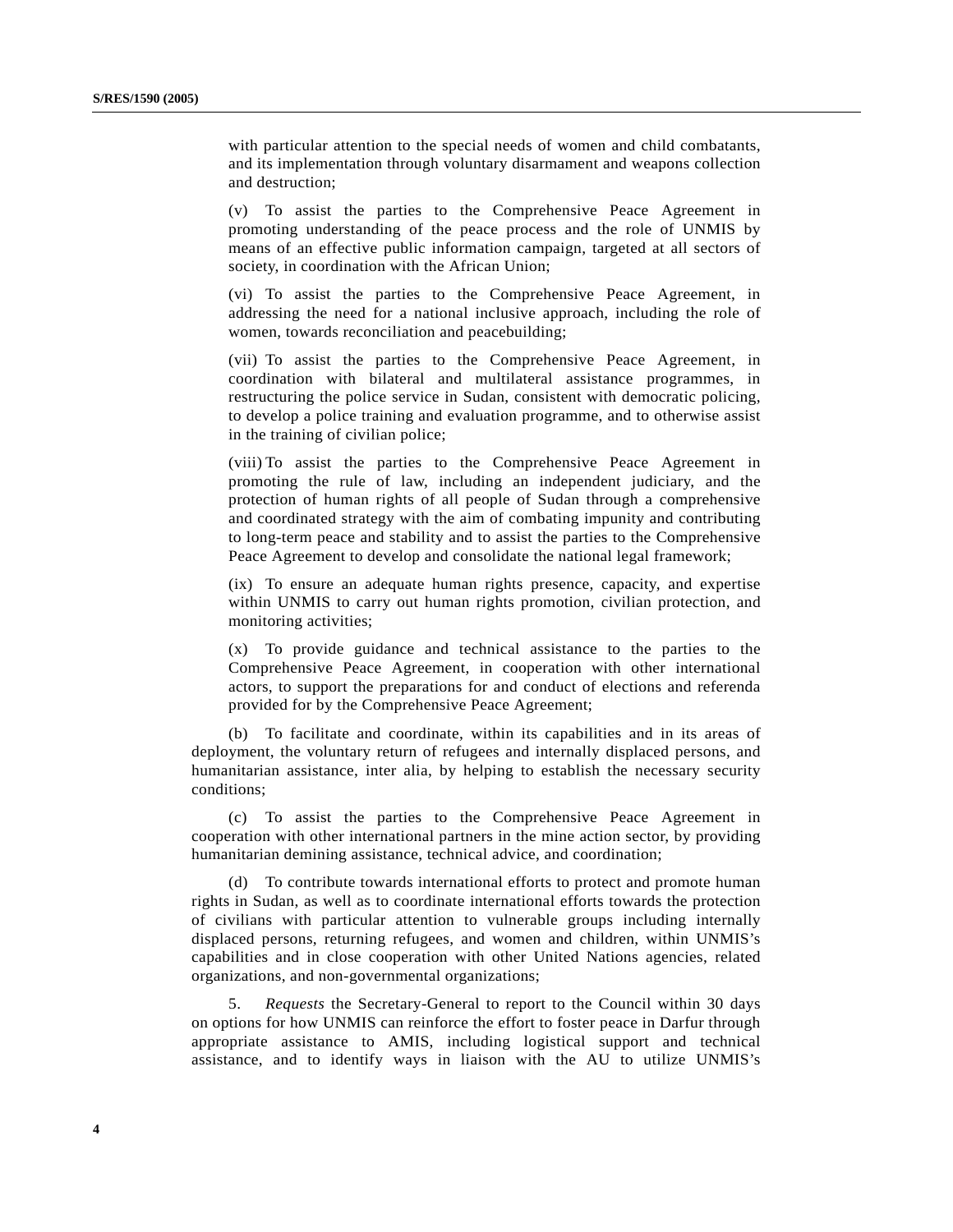with particular attention to the special needs of women and child combatants, and its implementation through voluntary disarmament and weapons collection and destruction;

(v) To assist the parties to the Comprehensive Peace Agreement in promoting understanding of the peace process and the role of UNMIS by means of an effective public information campaign, targeted at all sectors of society, in coordination with the African Union;

(vi) To assist the parties to the Comprehensive Peace Agreement, in addressing the need for a national inclusive approach, including the role of women, towards reconciliation and peacebuilding;

(vii) To assist the parties to the Comprehensive Peace Agreement, in coordination with bilateral and multilateral assistance programmes, in restructuring the police service in Sudan, consistent with democratic policing, to develop a police training and evaluation programme, and to otherwise assist in the training of civilian police;

(viii) To assist the parties to the Comprehensive Peace Agreement in promoting the rule of law, including an independent judiciary, and the protection of human rights of all people of Sudan through a comprehensive and coordinated strategy with the aim of combating impunity and contributing to long-term peace and stability and to assist the parties to the Comprehensive Peace Agreement to develop and consolidate the national legal framework;

(ix) To ensure an adequate human rights presence, capacity, and expertise within UNMIS to carry out human rights promotion, civilian protection, and monitoring activities;

(x) To provide guidance and technical assistance to the parties to the Comprehensive Peace Agreement, in cooperation with other international actors, to support the preparations for and conduct of elections and referenda provided for by the Comprehensive Peace Agreement;

(b) To facilitate and coordinate, within its capabilities and in its areas of deployment, the voluntary return of refugees and internally displaced persons, and humanitarian assistance, inter alia, by helping to establish the necessary security conditions;

(c) To assist the parties to the Comprehensive Peace Agreement in cooperation with other international partners in the mine action sector, by providing humanitarian demining assistance, technical advice, and coordination;

(d) To contribute towards international efforts to protect and promote human rights in Sudan, as well as to coordinate international efforts towards the protection of civilians with particular attention to vulnerable groups including internally displaced persons, returning refugees, and women and children, within UNMIS's capabilities and in close cooperation with other United Nations agencies, related organizations, and non-governmental organizations;

5. *Requests* the Secretary-General to report to the Council within 30 days on options for how UNMIS can reinforce the effort to foster peace in Darfur through appropriate assistance to AMIS, including logistical support and technical assistance, and to identify ways in liaison with the AU to utilize UNMIS's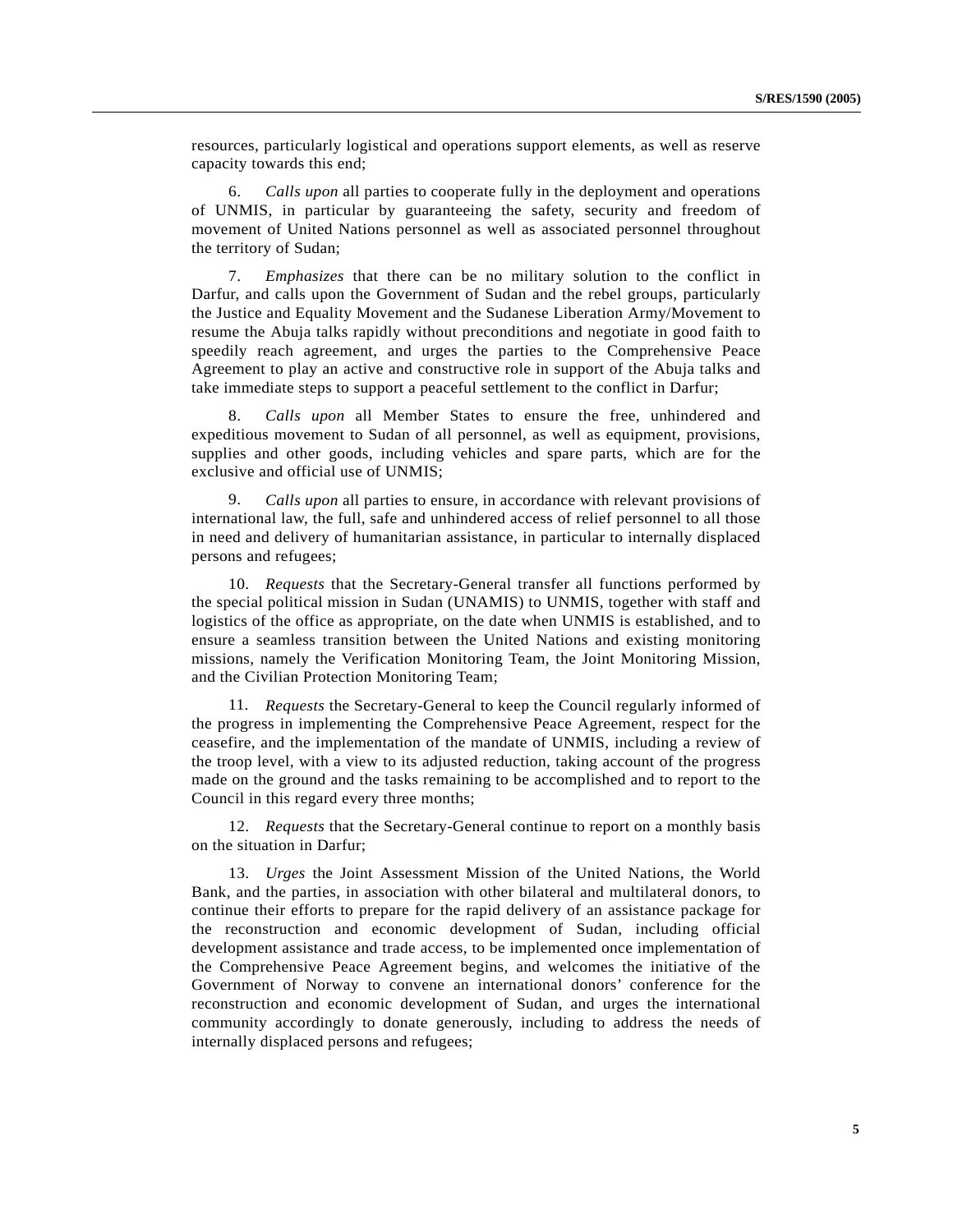resources, particularly logistical and operations support elements, as well as reserve capacity towards this end;

6. *Calls upon* all parties to cooperate fully in the deployment and operations of UNMIS, in particular by guaranteeing the safety, security and freedom of movement of United Nations personnel as well as associated personnel throughout the territory of Sudan;

7. *Emphasizes* that there can be no military solution to the conflict in Darfur, and calls upon the Government of Sudan and the rebel groups, particularly the Justice and Equality Movement and the Sudanese Liberation Army/Movement to resume the Abuja talks rapidly without preconditions and negotiate in good faith to speedily reach agreement, and urges the parties to the Comprehensive Peace Agreement to play an active and constructive role in support of the Abuja talks and take immediate steps to support a peaceful settlement to the conflict in Darfur;

8. *Calls upon* all Member States to ensure the free, unhindered and expeditious movement to Sudan of all personnel, as well as equipment, provisions, supplies and other goods, including vehicles and spare parts, which are for the exclusive and official use of UNMIS;

9. *Calls upon* all parties to ensure, in accordance with relevant provisions of international law, the full, safe and unhindered access of relief personnel to all those in need and delivery of humanitarian assistance, in particular to internally displaced persons and refugees;

10. *Requests* that the Secretary-General transfer all functions performed by the special political mission in Sudan (UNAMIS) to UNMIS, together with staff and logistics of the office as appropriate, on the date when UNMIS is established, and to ensure a seamless transition between the United Nations and existing monitoring missions, namely the Verification Monitoring Team, the Joint Monitoring Mission, and the Civilian Protection Monitoring Team;

11. *Requests* the Secretary-General to keep the Council regularly informed of the progress in implementing the Comprehensive Peace Agreement, respect for the ceasefire, and the implementation of the mandate of UNMIS, including a review of the troop level, with a view to its adjusted reduction, taking account of the progress made on the ground and the tasks remaining to be accomplished and to report to the Council in this regard every three months;

12. *Requests* that the Secretary-General continue to report on a monthly basis on the situation in Darfur;

13. *Urges* the Joint Assessment Mission of the United Nations, the World Bank, and the parties, in association with other bilateral and multilateral donors, to continue their efforts to prepare for the rapid delivery of an assistance package for the reconstruction and economic development of Sudan, including official development assistance and trade access, to be implemented once implementation of the Comprehensive Peace Agreement begins, and welcomes the initiative of the Government of Norway to convene an international donors' conference for the reconstruction and economic development of Sudan, and urges the international community accordingly to donate generously, including to address the needs of internally displaced persons and refugees;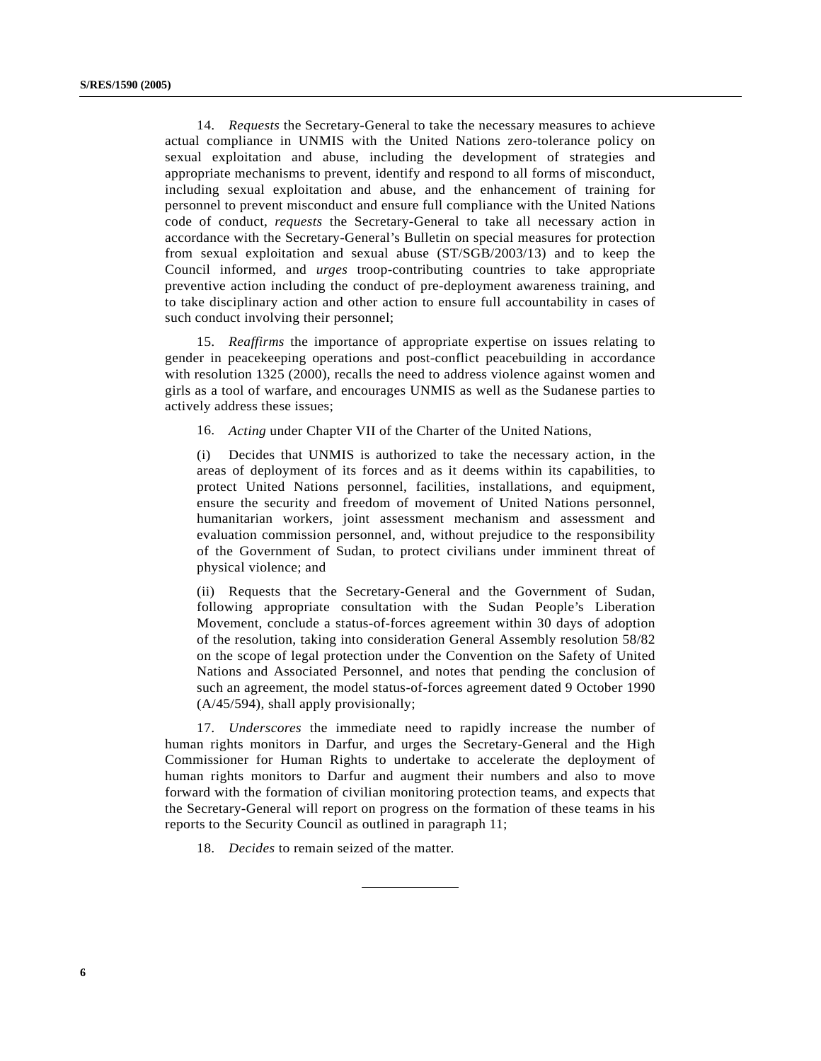14. *Requests* the Secretary-General to take the necessary measures to achieve actual compliance in UNMIS with the United Nations zero-tolerance policy on sexual exploitation and abuse, including the development of strategies and appropriate mechanisms to prevent, identify and respond to all forms of misconduct, including sexual exploitation and abuse, and the enhancement of training for personnel to prevent misconduct and ensure full compliance with the United Nations code of conduct, *requests* the Secretary-General to take all necessary action in accordance with the Secretary-General's Bulletin on special measures for protection from sexual exploitation and sexual abuse (ST/SGB/2003/13) and to keep the Council informed, and *urges* troop-contributing countries to take appropriate preventive action including the conduct of pre-deployment awareness training, and to take disciplinary action and other action to ensure full accountability in cases of such conduct involving their personnel;

15. *Reaffirms* the importance of appropriate expertise on issues relating to gender in peacekeeping operations and post-conflict peacebuilding in accordance with resolution 1325 (2000), recalls the need to address violence against women and girls as a tool of warfare, and encourages UNMIS as well as the Sudanese parties to actively address these issues;

16. *Acting* under Chapter VII of the Charter of the United Nations,

(i) Decides that UNMIS is authorized to take the necessary action, in the areas of deployment of its forces and as it deems within its capabilities, to protect United Nations personnel, facilities, installations, and equipment, ensure the security and freedom of movement of United Nations personnel, humanitarian workers, joint assessment mechanism and assessment and evaluation commission personnel, and, without prejudice to the responsibility of the Government of Sudan, to protect civilians under imminent threat of physical violence; and

(ii) Requests that the Secretary-General and the Government of Sudan, following appropriate consultation with the Sudan People's Liberation Movement, conclude a status-of-forces agreement within 30 days of adoption of the resolution, taking into consideration General Assembly resolution 58/82 on the scope of legal protection under the Convention on the Safety of United Nations and Associated Personnel, and notes that pending the conclusion of such an agreement, the model status-of-forces agreement dated 9 October 1990 (A/45/594), shall apply provisionally;

17. *Underscores* the immediate need to rapidly increase the number of human rights monitors in Darfur, and urges the Secretary-General and the High Commissioner for Human Rights to undertake to accelerate the deployment of human rights monitors to Darfur and augment their numbers and also to move forward with the formation of civilian monitoring protection teams, and expects that the Secretary-General will report on progress on the formation of these teams in his reports to the Security Council as outlined in paragraph 11;

18. *Decides* to remain seized of the matter.